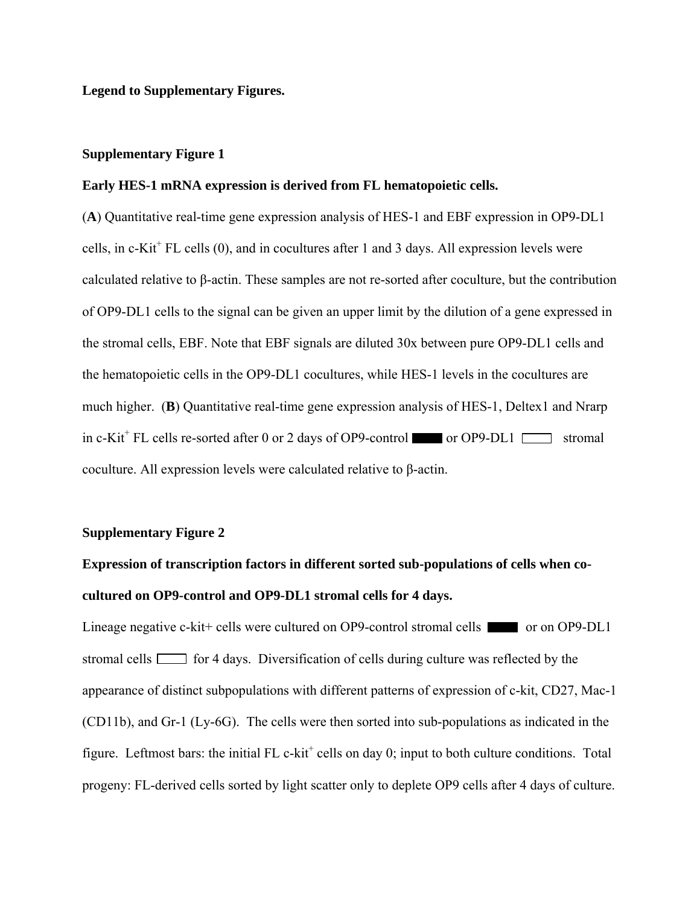**Legend to Supplementary Figures.**

**Supplementary Figure 1**

**Early HES-1 mRNA expression is derived from FL hematopoietic cells.**

(**A**) Quantitative real-time gene expression analysis of HES-1 and EBF expression in OP9-DL1 cells, in c-Kit$^{+}$ FL cells (0), and in cocultures after 1 and 3 days. All expression levels were calculated relative to β-actin. These samples are not re-sorted after coculture, but the contribution of OP9-DL1 cells to the signal can be given an upper limit by the dilution of a gene expressed in the stromal cells, EBF. Note that EBF signals are diluted 30x between pure OP9-DL1 cells and the hematopoietic cells in the OP9-DL1 cocultures, while HES-1 levels in the cocultures are much higher. (**B**) Quantitative real-time gene expression analysis of HES-1, Deltex1 and Nrarp in c-Kit$^{+}$ FL cells re-sorted after 0 or 2 days of OP9-control ■ or OP9-DL1 □ stromal coculture. All expression levels were calculated relative to β-actin.

**Supplementary Figure 2**

**Expression of transcription factors in different sorted sub-populations of cells when co-cultured on OP9-control and OP9-DL1 stromal cells for 4 days.**

Lineage negative c-kit+ cells were cultured on OP9-control stromal cells ■ or on OP9-DL1 stromal cells □ for 4 days. Diversification of cells during culture was reflected by the appearance of distinct subpopulations with different patterns of expression of c-kit, CD27, Mac-1 (CD11b), and Gr-1 (Ly-6G). The cells were then sorted into sub-populations as indicated in the figure. Leftmost bars: the initial FL c-kit$^{+}$ cells on day 0; input to both culture conditions. Total progeny: FL-derived cells sorted by light scatter only to deplete OP9 cells after 4 days of culture.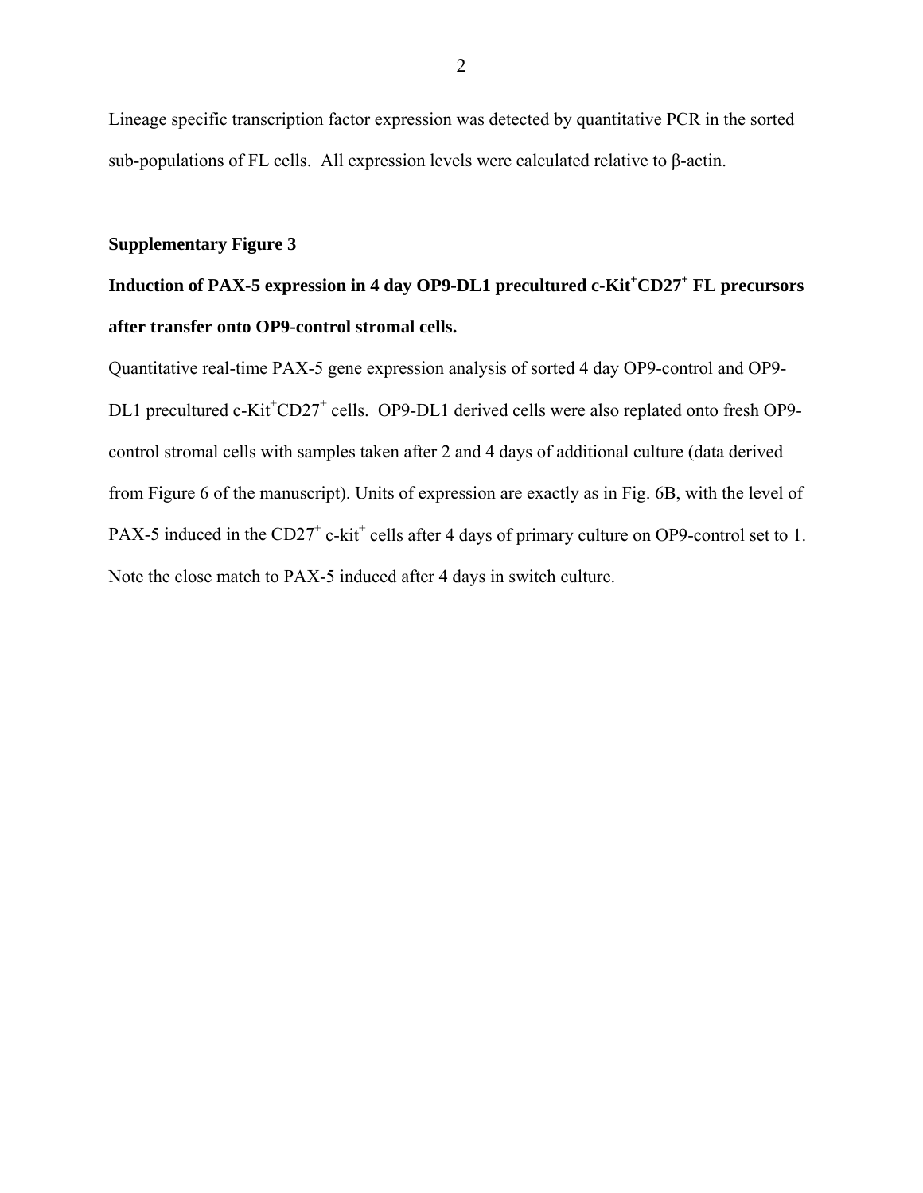Lineage specific transcription factor expression was detected by quantitative PCR in the sorted sub-populations of FL cells. All expression levels were calculated relative to β-actin.

**Supplementary Figure 3**

**Induction of PAX-5 expression in 4 day OP9-DL1 precultured c-Kit$^{+}$CD27$^{+}$ FL precursors after transfer onto OP9-control stromal cells.**

Quantitative real-time PAX-5 gene expression analysis of sorted 4 day OP9-control and OP9-DL1 precultured c-Kit$^{+}$CD27$^{+}$ cells. OP9-DL1 derived cells were also replated onto fresh OP9-control stromal cells with samples taken after 2 and 4 days of additional culture (data derived from Figure 6 of the manuscript). Units of expression are exactly as in Fig. 6B, with the level of PAX-5 induced in the CD27$^{+}$ c-kit$^{+}$ cells after 4 days of primary culture on OP9-control set to 1. Note the close match to PAX-5 induced after 4 days in switch culture.